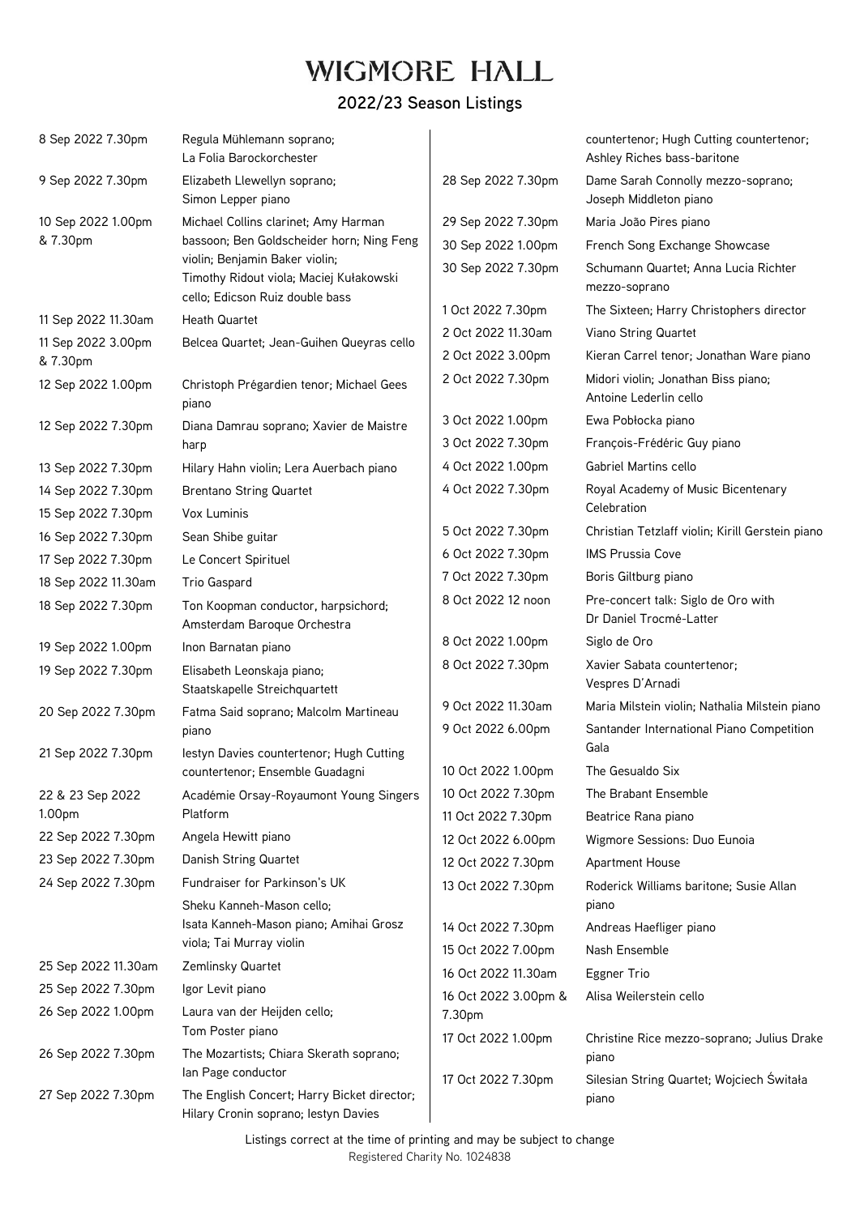# WIGMORE HALL

## 2022/23 Season Listings

| Date | Event |
|---|---|
| 8 Sep 2022 7.30pm | Regula Mühlemann soprano; La Folia Barockorchester |
| 9 Sep 2022 7.30pm | Elizabeth Llewellyn soprano; Simon Lepper piano |
| 10 Sep 2022 1.00pm & 7.30pm | Michael Collins clarinet; Amy Harman bassoon; Ben Goldscheider horn; Ning Feng violin; Benjamin Baker violin; Timothy Ridout viola; Maciej Kułakowski cello; Edicson Ruiz double bass |
| 11 Sep 2022 11.30am | Heath Quartet |
| 11 Sep 2022 3.00pm & 7.30pm | Belcea Quartet; Jean-Guihen Queyras cello |
| 12 Sep 2022 1.00pm | Christoph Prégardien tenor; Michael Gees piano |
| 12 Sep 2022 7.30pm | Diana Damrau soprano; Xavier de Maistre harp |
| 13 Sep 2022 7.30pm | Hilary Hahn violin; Lera Auerbach piano |
| 14 Sep 2022 7.30pm | Brentano String Quartet |
| 15 Sep 2022 7.30pm | Vox Luminis |
| 16 Sep 2022 7.30pm | Sean Shibe guitar |
| 17 Sep 2022 7.30pm | Le Concert Spirituel |
| 18 Sep 2022 11.30am | Trio Gaspard |
| 18 Sep 2022 7.30pm | Ton Koopman conductor, harpsichord; Amsterdam Baroque Orchestra |
| 19 Sep 2022 1.00pm | Inon Barnatan piano |
| 19 Sep 2022 7.30pm | Elisabeth Leonskaja piano; Staatskapelle Streichquartett |
| 20 Sep 2022 7.30pm | Fatma Said soprano; Malcolm Martineau piano |
| 21 Sep 2022 7.30pm | Iestyn Davies countertenor; Hugh Cutting countertenor; Ensemble Guadagni |
| 22 & 23 Sep 2022 1.00pm | Académie Orsay-Royaumont Young Singers Platform |
| 22 Sep 2022 7.30pm | Angela Hewitt piano |
| 23 Sep 2022 7.30pm | Danish String Quartet |
| 24 Sep 2022 7.30pm | Fundraiser for Parkinson's UK Sheku Kanneh-Mason cello; Isata Kanneh-Mason piano; Amihai Grosz viola; Tai Murray violin |
| 25 Sep 2022 11.30am | Zemlinsky Quartet |
| 25 Sep 2022 7.30pm | Igor Levit piano |
| 26 Sep 2022 1.00pm | Laura van der Heijden cello; Tom Poster piano |
| 26 Sep 2022 7.30pm | The Mozartists; Chiara Skerath soprano; Ian Page conductor |
| 27 Sep 2022 7.30pm | The English Concert; Harry Bicket director; Hilary Cronin soprano; Iestyn Davies countertenor; Hugh Cutting countertenor; Ashley Riches bass-baritone |
| 28 Sep 2022 7.30pm | Dame Sarah Connolly mezzo-soprano; Joseph Middleton piano |
| 29 Sep 2022 7.30pm | Maria João Pires piano |
| 30 Sep 2022 1.00pm | French Song Exchange Showcase |
| 30 Sep 2022 7.30pm | Schumann Quartet; Anna Lucia Richter mezzo-soprano |
| 1 Oct 2022 7.30pm | The Sixteen; Harry Christophers director |
| 2 Oct 2022 11.30am | Viano String Quartet |
| 2 Oct 2022 3.00pm | Kieran Carrel tenor; Jonathan Ware piano |
| 2 Oct 2022 7.30pm | Midori violin; Jonathan Biss piano; Antoine Lederlin cello |
| 3 Oct 2022 1.00pm | Ewa Pobłocka piano |
| 3 Oct 2022 7.30pm | François-Frédéric Guy piano |
| 4 Oct 2022 1.00pm | Gabriel Martins cello |
| 4 Oct 2022 7.30pm | Royal Academy of Music Bicentenary Celebration |
| 5 Oct 2022 7.30pm | Christian Tetzlaff violin; Kirill Gerstein piano |
| 6 Oct 2022 7.30pm | IMS Prussia Cove |
| 7 Oct 2022 7.30pm | Boris Giltburg piano |
| 8 Oct 2022 12 noon | Pre-concert talk: Siglo de Oro with Dr Daniel Trocmé-Latter |
| 8 Oct 2022 1.00pm | Siglo de Oro |
| 8 Oct 2022 7.30pm | Xavier Sabata countertenor; Vespres D'Arnadi |
| 9 Oct 2022 11.30am | Maria Milstein violin; Nathalia Milstein piano |
| 9 Oct 2022 6.00pm | Santander International Piano Competition Gala |
| 10 Oct 2022 1.00pm | The Gesualdo Six |
| 10 Oct 2022 7.30pm | The Brabant Ensemble |
| 11 Oct 2022 7.30pm | Beatrice Rana piano |
| 12 Oct 2022 6.00pm | Wigmore Sessions: Duo Eunoia |
| 12 Oct 2022 7.30pm | Apartment House |
| 13 Oct 2022 7.30pm | Roderick Williams baritone; Susie Allan piano |
| 14 Oct 2022 7.30pm | Andreas Haefliger piano |
| 15 Oct 2022 7.00pm | Nash Ensemble |
| 16 Oct 2022 11.30am | Eggner Trio |
| 16 Oct 2022 3.00pm & 7.30pm | Alisa Weilerstein cello |
| 17 Oct 2022 1.00pm | Christine Rice mezzo-soprano; Julius Drake piano |
| 17 Oct 2022 7.30pm | Silesian String Quartet; Wojciech Świtała piano |

Listings correct at the time of printing and may be subject to change

Registered Charity No. 1024838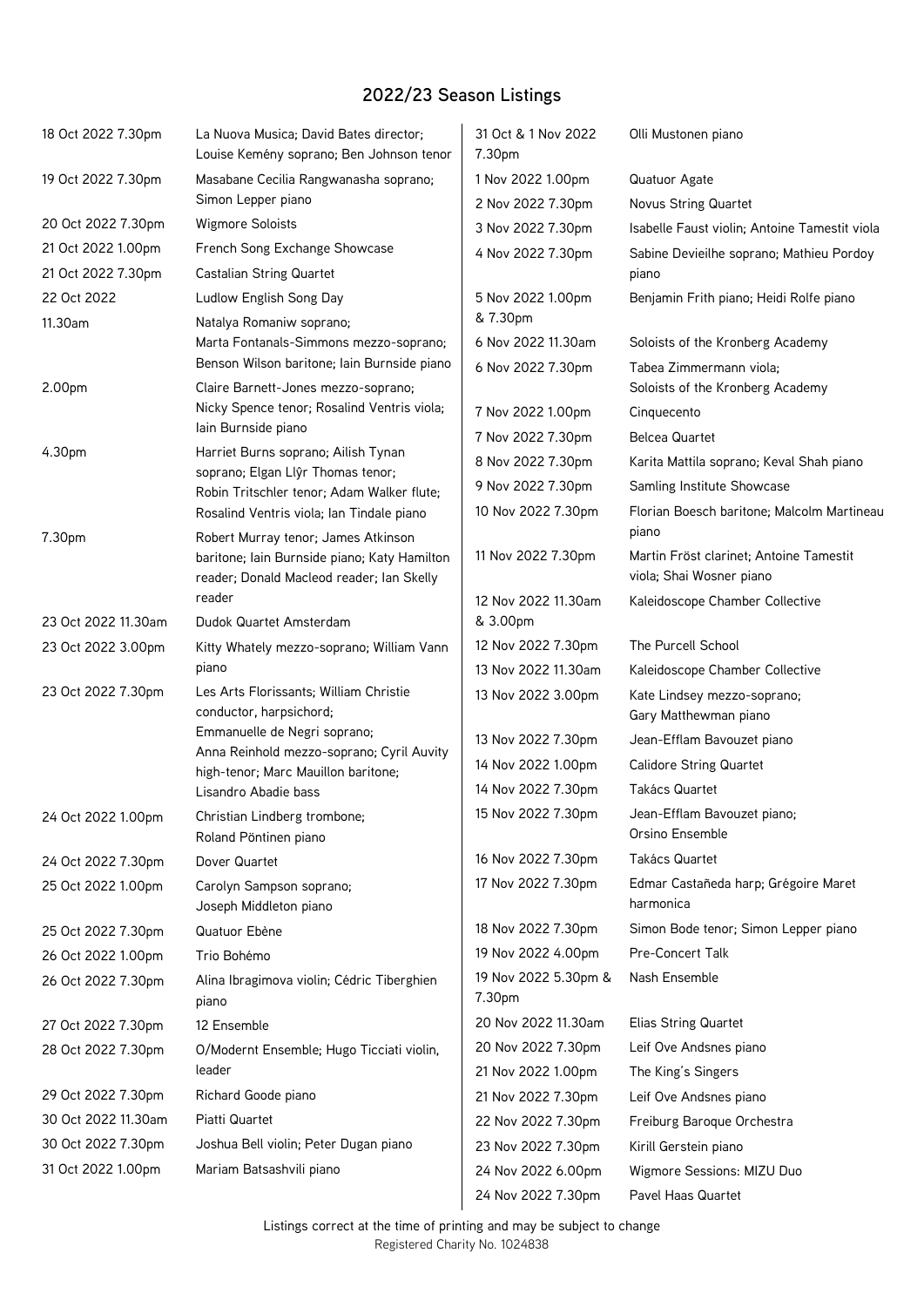## 2022/23 Season Listings

| Date | Event |
| --- | --- |
| 18 Oct 2022 7.30pm | La Nuova Musica; David Bates director; Louise Kemény soprano; Ben Johnson tenor |
| 19 Oct 2022 7.30pm | Masabane Cecilia Rangwanasha soprano; Simon Lepper piano |
| 20 Oct 2022 7.30pm | Wigmore Soloists |
| 21 Oct 2022 1.00pm | French Song Exchange Showcase |
| 21 Oct 2022 7.30pm | Castalian String Quartet |
| 22 Oct 2022 | Ludlow English Song Day |
| 11.30am | Natalya Romaniw soprano; Marta Fontanals-Simmons mezzo-soprano; Benson Wilson baritone; Iain Burnside piano |
| 2.00pm | Claire Barnett-Jones mezzo-soprano; Nicky Spence tenor; Rosalind Ventris viola; Iain Burnside piano |
| 4.30pm | Harriet Burns soprano; Ailish Tynan soprano; Elgan Llŷr Thomas tenor; Robin Tritschler tenor; Adam Walker flute; Rosalind Ventris viola; Ian Tindale piano |
| 7.30pm | Robert Murray tenor; James Atkinson baritone; Iain Burnside piano; Katy Hamilton reader; Donald Macleod reader; Ian Skelly reader |
| 23 Oct 2022 11.30am | Dudok Quartet Amsterdam |
| 23 Oct 2022 3.00pm | Kitty Whately mezzo-soprano; William Vann piano |
| 23 Oct 2022 7.30pm | Les Arts Florissants; William Christie conductor, harpsichord; Emmanuelle de Negri soprano; Anna Reinhold mezzo-soprano; Cyril Auvity high-tenor; Marc Mauillon baritone; Lisandro Abadie bass |
| 24 Oct 2022 1.00pm | Christian Lindberg trombone; Roland Pöntinen piano |
| 24 Oct 2022 7.30pm | Dover Quartet |
| 25 Oct 2022 1.00pm | Carolyn Sampson soprano; Joseph Middleton piano |
| 25 Oct 2022 7.30pm | Quatuor Ebène |
| 26 Oct 2022 1.00pm | Trio Bohémo |
| 26 Oct 2022 7.30pm | Alina Ibragimova violin; Cédric Tiberghien piano |
| 27 Oct 2022 7.30pm | 12 Ensemble |
| 28 Oct 2022 7.30pm | O/Modernt Ensemble; Hugo Ticciati violin, leader |
| 29 Oct 2022 7.30pm | Richard Goode piano |
| 30 Oct 2022 11.30am | Piatti Quartet |
| 30 Oct 2022 7.30pm | Joshua Bell violin; Peter Dugan piano |
| 31 Oct 2022 1.00pm | Mariam Batsashvili piano |
| 31 Oct & 1 Nov 2022 7.30pm | Olli Mustonen piano |
| 1 Nov 2022 1.00pm | Quatuor Agate |
| 2 Nov 2022 7.30pm | Novus String Quartet |
| 3 Nov 2022 7.30pm | Isabelle Faust violin; Antoine Tamestit viola |
| 4 Nov 2022 7.30pm | Sabine Devieilhe soprano; Mathieu Pordoy piano |
| 5 Nov 2022 1.00pm & 7.30pm | Benjamin Frith piano; Heidi Rolfe piano |
| 6 Nov 2022 11.30am | Soloists of the Kronberg Academy |
| 6 Nov 2022 7.30pm | Tabea Zimmermann viola; Soloists of the Kronberg Academy |
| 7 Nov 2022 1.00pm | Cinquecento |
| 7 Nov 2022 7.30pm | Belcea Quartet |
| 8 Nov 2022 7.30pm | Karita Mattila soprano; Keval Shah piano |
| 9 Nov 2022 7.30pm | Samling Institute Showcase |
| 10 Nov 2022 7.30pm | Florian Boesch baritone; Malcolm Martineau piano |
| 11 Nov 2022 7.30pm | Martin Fröst clarinet; Antoine Tamestit viola; Shai Wosner piano |
| 12 Nov 2022 11.30am & 3.00pm | Kaleidoscope Chamber Collective |
| 12 Nov 2022 7.30pm | The Purcell School |
| 13 Nov 2022 11.30am | Kaleidoscope Chamber Collective |
| 13 Nov 2022 3.00pm | Kate Lindsey mezzo-soprano; Gary Matthewman piano |
| 13 Nov 2022 7.30pm | Jean-Efflam Bavouzet piano |
| 14 Nov 2022 1.00pm | Calidore String Quartet |
| 14 Nov 2022 7.30pm | Takács Quartet |
| 15 Nov 2022 7.30pm | Jean-Efflam Bavouzet piano; Orsino Ensemble |
| 16 Nov 2022 7.30pm | Takács Quartet |
| 17 Nov 2022 7.30pm | Edmar Castañeda harp; Grégoire Maret harmonica |
| 18 Nov 2022 7.30pm | Simon Bode tenor; Simon Lepper piano |
| 19 Nov 2022 4.00pm | Pre-Concert Talk |
| 19 Nov 2022 5.30pm & 7.30pm | Nash Ensemble |
| 20 Nov 2022 11.30am | Elias String Quartet |
| 20 Nov 2022 7.30pm | Leif Ove Andsnes piano |
| 21 Nov 2022 1.00pm | The King's Singers |
| 21 Nov 2022 7.30pm | Leif Ove Andsnes piano |
| 22 Nov 2022 7.30pm | Freiburg Baroque Orchestra |
| 23 Nov 2022 7.30pm | Kirill Gerstein piano |
| 24 Nov 2022 6.00pm | Wigmore Sessions: MIZU Duo |
| 24 Nov 2022 7.30pm | Pavel Haas Quartet |

Listings correct at the time of printing and may be subject to change

Registered Charity No. 1024838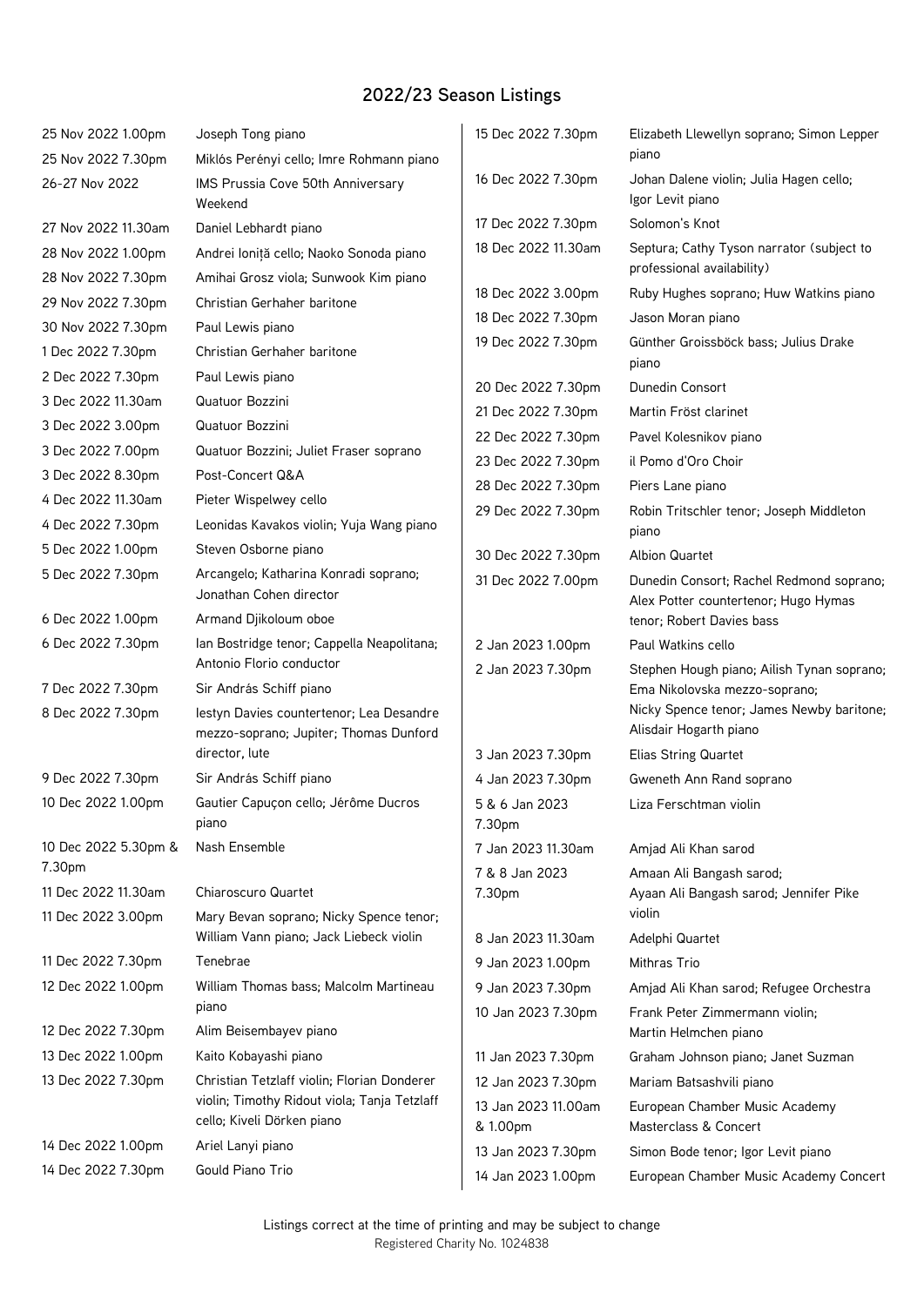## 2022/23 Season Listings

| Date | Performers |
|---|---|
| 25 Nov 2022 1.00pm | Joseph Tong piano |
| 25 Nov 2022 7.30pm | Miklós Perényi cello; Imre Rohmann piano |
| 26-27 Nov 2022 | IMS Prussia Cove 50th Anniversary Weekend |
| 27 Nov 2022 11.30am | Daniel Lebhardt piano |
| 28 Nov 2022 1.00pm | Andrei Ioniță cello; Naoko Sonoda piano |
| 28 Nov 2022 7.30pm | Amihai Grosz viola; Sunwook Kim piano |
| 29 Nov 2022 7.30pm | Christian Gerhaher baritone |
| 30 Nov 2022 7.30pm | Paul Lewis piano |
| 1 Dec 2022 7.30pm | Christian Gerhaher baritone |
| 2 Dec 2022 7.30pm | Paul Lewis piano |
| 3 Dec 2022 11.30am | Quatuor Bozzini |
| 3 Dec 2022 3.00pm | Quatuor Bozzini |
| 3 Dec 2022 7.00pm | Quatuor Bozzini; Juliet Fraser soprano |
| 3 Dec 2022 8.30pm | Post-Concert Q&A |
| 4 Dec 2022 11.30am | Pieter Wispelwey cello |
| 4 Dec 2022 7.30pm | Leonidas Kavakos violin; Yuja Wang piano |
| 5 Dec 2022 1.00pm | Steven Osborne piano |
| 5 Dec 2022 7.30pm | Arcangelo; Katharina Konradi soprano; Jonathan Cohen director |
| 6 Dec 2022 1.00pm | Armand Djikoloum oboe |
| 6 Dec 2022 7.30pm | Ian Bostridge tenor; Cappella Neapolitana; Antonio Florio conductor |
| 7 Dec 2022 7.30pm | Sir András Schiff piano |
| 8 Dec 2022 7.30pm | Iestyn Davies countertenor; Lea Desandre mezzo-soprano; Jupiter; Thomas Dunford director, lute |
| 9 Dec 2022 7.30pm | Sir András Schiff piano |
| 10 Dec 2022 1.00pm | Gautier Capuçon cello; Jérôme Ducros piano |
| 10 Dec 2022 5.30pm & 7.30pm | Nash Ensemble |
| 11 Dec 2022 11.30am | Chiaroscuro Quartet |
| 11 Dec 2022 3.00pm | Mary Bevan soprano; Nicky Spence tenor; William Vann piano; Jack Liebeck violin |
| 11 Dec 2022 7.30pm | Tenebrae |
| 12 Dec 2022 1.00pm | William Thomas bass; Malcolm Martineau piano |
| 12 Dec 2022 7.30pm | Alim Beisembayev piano |
| 13 Dec 2022 1.00pm | Kaito Kobayashi piano |
| 13 Dec 2022 7.30pm | Christian Tetzlaff violin; Florian Donderer violin; Timothy Ridout viola; Tanja Tetzlaff cello; Kiveli Dörken piano |
| 14 Dec 2022 1.00pm | Ariel Lanyi piano |
| 14 Dec 2022 7.30pm | Gould Piano Trio |
| 15 Dec 2022 7.30pm | Elizabeth Llewellyn soprano; Simon Lepper piano |
| 16 Dec 2022 7.30pm | Johan Dalene violin; Julia Hagen cello; Igor Levit piano |
| 17 Dec 2022 7.30pm | Solomon's Knot |
| 18 Dec 2022 11.30am | Septura; Cathy Tyson narrator (subject to professional availability) |
| 18 Dec 2022 3.00pm | Ruby Hughes soprano; Huw Watkins piano |
| 18 Dec 2022 7.30pm | Jason Moran piano |
| 19 Dec 2022 7.30pm | Günther Groissböck bass; Julius Drake piano |
| 20 Dec 2022 7.30pm | Dunedin Consort |
| 21 Dec 2022 7.30pm | Martin Fröst clarinet |
| 22 Dec 2022 7.30pm | Pavel Kolesnikov piano |
| 23 Dec 2022 7.30pm | il Pomo d'Oro Choir |
| 28 Dec 2022 7.30pm | Piers Lane piano |
| 29 Dec 2022 7.30pm | Robin Tritschler tenor; Joseph Middleton piano |
| 30 Dec 2022 7.30pm | Albion Quartet |
| 31 Dec 2022 7.00pm | Dunedin Consort; Rachel Redmond soprano; Alex Potter countertenor; Hugo Hymas tenor; Robert Davies bass |
| 2 Jan 2023 1.00pm | Paul Watkins cello |
| 2 Jan 2023 7.30pm | Stephen Hough piano; Ailish Tynan soprano; Ema Nikolovska mezzo-soprano; Nicky Spence tenor; James Newby baritone; Alisdair Hogarth piano |
| 3 Jan 2023 7.30pm | Elias String Quartet |
| 4 Jan 2023 7.30pm | Gweneth Ann Rand soprano |
| 5 & 6 Jan 2023 7.30pm | Liza Ferschtman violin |
| 7 Jan 2023 11.30am | Amjad Ali Khan sarod |
| 7 & 8 Jan 2023 7.30pm | Amaan Ali Bangash sarod; Ayaan Ali Bangash sarod; Jennifer Pike violin |
| 8 Jan 2023 11.30am | Adelphi Quartet |
| 9 Jan 2023 1.00pm | Mithras Trio |
| 9 Jan 2023 7.30pm | Amjad Ali Khan sarod; Refugee Orchestra |
| 10 Jan 2023 7.30pm | Frank Peter Zimmermann violin; Martin Helmchen piano |
| 11 Jan 2023 7.30pm | Graham Johnson piano; Janet Suzman |
| 12 Jan 2023 7.30pm | Mariam Batsashvili piano |
| 13 Jan 2023 11.00am & 1.00pm | European Chamber Music Academy Masterclass & Concert |
| 13 Jan 2023 7.30pm | Simon Bode tenor; Igor Levit piano |
| 14 Jan 2023 1.00pm | European Chamber Music Academy Concert |

Listings correct at the time of printing and may be subject to change

Registered Charity No. 1024838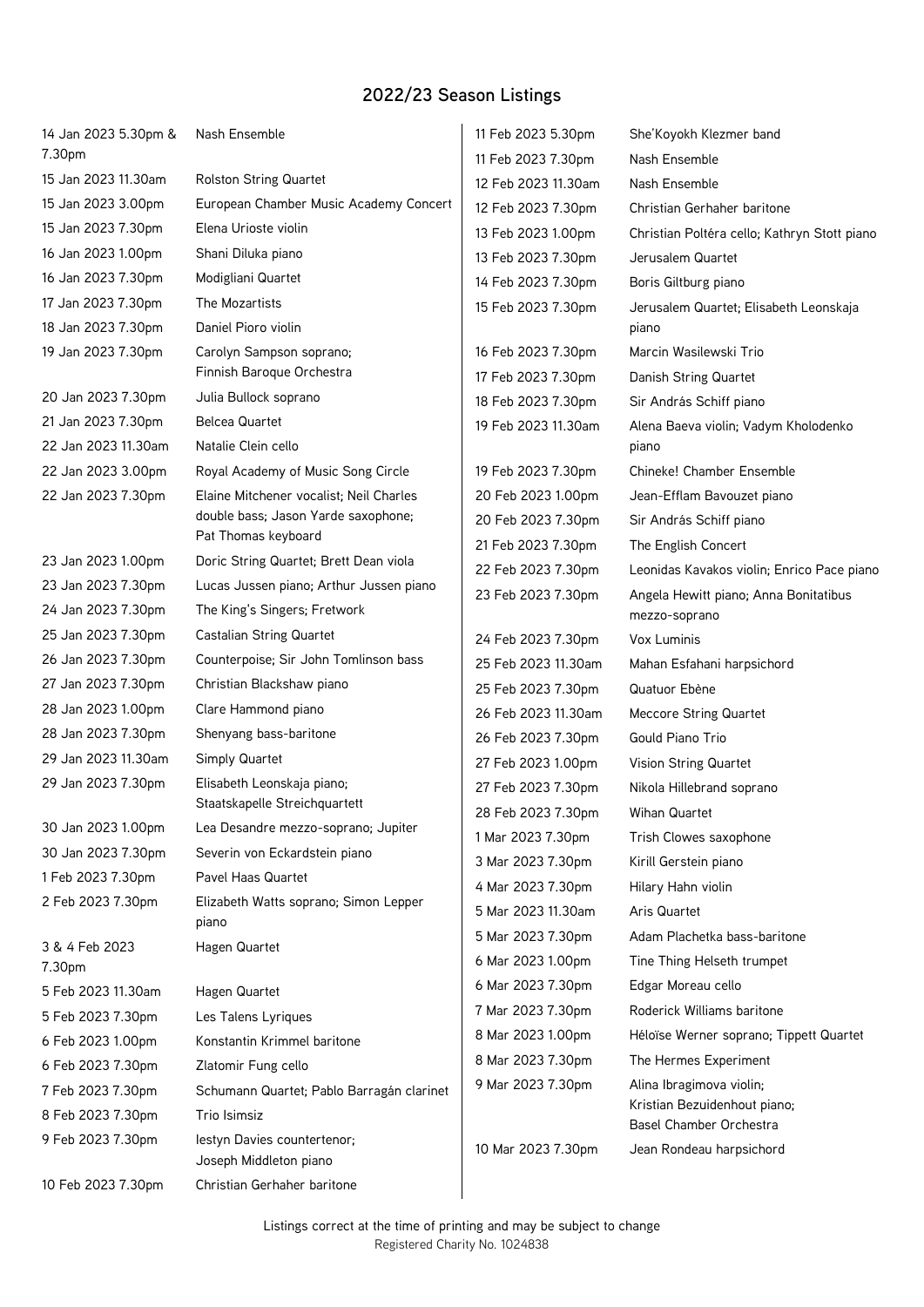## 2022/23 Season Listings

| Date | Performer |
| --- | --- |
| 14 Jan 2023 5.30pm & 7.30pm | Nash Ensemble |
| 15 Jan 2023 11.30am | Rolston String Quartet |
| 15 Jan 2023 3.00pm | European Chamber Music Academy Concert |
| 15 Jan 2023 7.30pm | Elena Urioste violin |
| 16 Jan 2023 1.00pm | Shani Diluka piano |
| 16 Jan 2023 7.30pm | Modigliani Quartet |
| 17 Jan 2023 7.30pm | The Mozartists |
| 18 Jan 2023 7.30pm | Daniel Pioro violin |
| 19 Jan 2023 7.30pm | Carolyn Sampson soprano; Finnish Baroque Orchestra |
| 20 Jan 2023 7.30pm | Julia Bullock soprano |
| 21 Jan 2023 7.30pm | Belcea Quartet |
| 22 Jan 2023 11.30am | Natalie Clein cello |
| 22 Jan 2023 3.00pm | Royal Academy of Music Song Circle |
| 22 Jan 2023 7.30pm | Elaine Mitchener vocalist; Neil Charles double bass; Jason Yarde saxophone; Pat Thomas keyboard |
| 23 Jan 2023 1.00pm | Doric String Quartet; Brett Dean viola |
| 23 Jan 2023 7.30pm | Lucas Jussen piano; Arthur Jussen piano |
| 24 Jan 2023 7.30pm | The King's Singers; Fretwork |
| 25 Jan 2023 7.30pm | Castalian String Quartet |
| 26 Jan 2023 7.30pm | Counterpoise; Sir John Tomlinson bass |
| 27 Jan 2023 7.30pm | Christian Blackshaw piano |
| 28 Jan 2023 1.00pm | Clare Hammond piano |
| 28 Jan 2023 7.30pm | Shenyang bass-baritone |
| 29 Jan 2023 11.30am | Simply Quartet |
| 29 Jan 2023 7.30pm | Elisabeth Leonskaja piano; Staatskapelle Streichquartett |
| 30 Jan 2023 1.00pm | Lea Desandre mezzo-soprano; Jupiter |
| 30 Jan 2023 7.30pm | Severin von Eckardstein piano |
| 1 Feb 2023 7.30pm | Pavel Haas Quartet |
| 2 Feb 2023 7.30pm | Elizabeth Watts soprano; Simon Lepper piano |
| 3 & 4 Feb 2023 7.30pm | Hagen Quartet |
| 5 Feb 2023 11.30am | Hagen Quartet |
| 5 Feb 2023 7.30pm | Les Talens Lyriques |
| 6 Feb 2023 1.00pm | Konstantin Krimmel baritone |
| 6 Feb 2023 7.30pm | Zlatomir Fung cello |
| 7 Feb 2023 7.30pm | Schumann Quartet; Pablo Barragán clarinet |
| 8 Feb 2023 7.30pm | Trio Isimsiz |
| 9 Feb 2023 7.30pm | Iestyn Davies countertenor; Joseph Middleton piano |
| 10 Feb 2023 7.30pm | Christian Gerhaher baritone |
| 11 Feb 2023 5.30pm | She'Koyokh Klezmer band |
| 11 Feb 2023 7.30pm | Nash Ensemble |
| 12 Feb 2023 11.30am | Nash Ensemble |
| 12 Feb 2023 7.30pm | Christian Gerhaher baritone |
| 13 Feb 2023 1.00pm | Christian Poltéra cello; Kathryn Stott piano |
| 13 Feb 2023 7.30pm | Jerusalem Quartet |
| 14 Feb 2023 7.30pm | Boris Giltburg piano |
| 15 Feb 2023 7.30pm | Jerusalem Quartet; Elisabeth Leonskaja piano |
| 16 Feb 2023 7.30pm | Marcin Wasilewski Trio |
| 17 Feb 2023 7.30pm | Danish String Quartet |
| 18 Feb 2023 7.30pm | Sir András Schiff piano |
| 19 Feb 2023 11.30am | Alena Baeva violin; Vadym Kholodenko piano |
| 19 Feb 2023 7.30pm | Chineke! Chamber Ensemble |
| 20 Feb 2023 1.00pm | Jean-Efflam Bavouzet piano |
| 20 Feb 2023 7.30pm | Sir András Schiff piano |
| 21 Feb 2023 7.30pm | The English Concert |
| 22 Feb 2023 7.30pm | Leonidas Kavakos violin; Enrico Pace piano |
| 23 Feb 2023 7.30pm | Angela Hewitt piano; Anna Bonitatibus mezzo-soprano |
| 24 Feb 2023 7.30pm | Vox Luminis |
| 25 Feb 2023 11.30am | Mahan Esfahani harpsichord |
| 25 Feb 2023 7.30pm | Quatuor Ebène |
| 26 Feb 2023 11.30am | Meccore String Quartet |
| 26 Feb 2023 7.30pm | Gould Piano Trio |
| 27 Feb 2023 1.00pm | Vision String Quartet |
| 27 Feb 2023 7.30pm | Nikola Hillebrand soprano |
| 28 Feb 2023 7.30pm | Wihan Quartet |
| 1 Mar 2023 7.30pm | Trish Clowes saxophone |
| 3 Mar 2023 7.30pm | Kirill Gerstein piano |
| 4 Mar 2023 7.30pm | Hilary Hahn violin |
| 5 Mar 2023 11.30am | Aris Quartet |
| 5 Mar 2023 7.30pm | Adam Plachetka bass-baritone |
| 6 Mar 2023 1.00pm | Tine Thing Helseth trumpet |
| 6 Mar 2023 7.30pm | Edgar Moreau cello |
| 7 Mar 2023 7.30pm | Roderick Williams baritone |
| 8 Mar 2023 1.00pm | Héloïse Werner soprano; Tippett Quartet |
| 8 Mar 2023 7.30pm | The Hermes Experiment |
| 9 Mar 2023 7.30pm | Alina Ibragimova violin; Kristian Bezuidenhout piano; Basel Chamber Orchestra |
| 10 Mar 2023 7.30pm | Jean Rondeau harpsichord |

Listings correct at the time of printing and may be subject to change

Registered Charity No. 1024838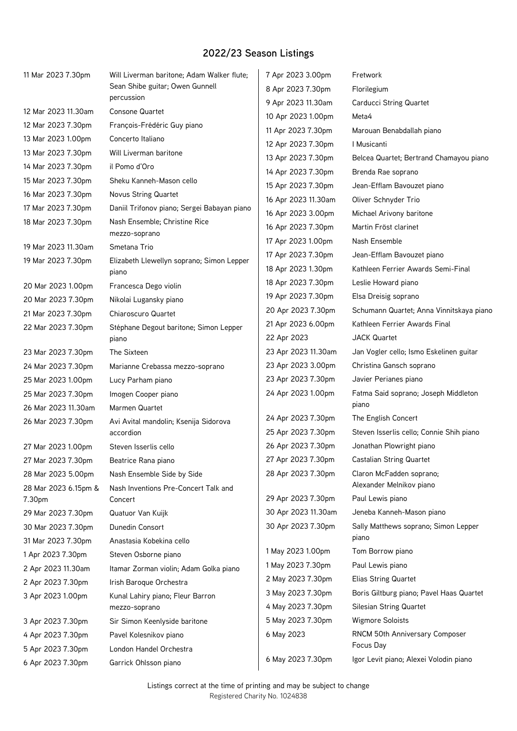## 2022/23 Season Listings

| Date | Event |
|---|---|
| 11 Mar 2023 7.30pm | Will Liverman baritone; Adam Walker flute; Sean Shibe guitar; Owen Gunnell percussion |
| 12 Mar 2023 11.30am | Consone Quartet |
| 12 Mar 2023 7.30pm | François-Frédéric Guy piano |
| 13 Mar 2023 1.00pm | Concerto Italiano |
| 13 Mar 2023 7.30pm | Will Liverman baritone |
| 14 Mar 2023 7.30pm | il Pomo d'Oro |
| 15 Mar 2023 7.30pm | Sheku Kanneh-Mason cello |
| 16 Mar 2023 7.30pm | Novus String Quartet |
| 17 Mar 2023 7.30pm | Daniil Trifonov piano; Sergei Babayan piano |
| 18 Mar 2023 7.30pm | Nash Ensemble; Christine Rice mezzo-soprano |
| 19 Mar 2023 11.30am | Smetana Trio |
| 19 Mar 2023 7.30pm | Elizabeth Llewellyn soprano; Simon Lepper piano |
| 20 Mar 2023 1.00pm | Francesca Dego violin |
| 20 Mar 2023 7.30pm | Nikolai Lugansky piano |
| 21 Mar 2023 7.30pm | Chiaroscuro Quartet |
| 22 Mar 2023 7.30pm | Stéphane Degout baritone; Simon Lepper piano |
| 23 Mar 2023 7.30pm | The Sixteen |
| 24 Mar 2023 7.30pm | Marianne Crebassa mezzo-soprano |
| 25 Mar 2023 1.00pm | Lucy Parham piano |
| 25 Mar 2023 7.30pm | Imogen Cooper piano |
| 26 Mar 2023 11.30am | Marmen Quartet |
| 26 Mar 2023 7.30pm | Avi Avital mandolin; Ksenija Sidorova accordion |
| 27 Mar 2023 1.00pm | Steven Isserlis cello |
| 27 Mar 2023 7.30pm | Beatrice Rana piano |
| 28 Mar 2023 5.00pm | Nash Ensemble Side by Side |
| 28 Mar 2023 6.15pm & 7.30pm | Nash Inventions Pre-Concert Talk and Concert |
| 29 Mar 2023 7.30pm | Quatuor Van Kuijk |
| 30 Mar 2023 7.30pm | Dunedin Consort |
| 31 Mar 2023 7.30pm | Anastasia Kobekina cello |
| 1 Apr 2023 7.30pm | Steven Osborne piano |
| 2 Apr 2023 11.30am | Itamar Zorman violin; Adam Golka piano |
| 2 Apr 2023 7.30pm | Irish Baroque Orchestra |
| 3 Apr 2023 1.00pm | Kunal Lahiry piano; Fleur Barron mezzo-soprano |
| 3 Apr 2023 7.30pm | Sir Simon Keenlyside baritone |
| 4 Apr 2023 7.30pm | Pavel Kolesnikov piano |
| 5 Apr 2023 7.30pm | London Handel Orchestra |
| 6 Apr 2023 7.30pm | Garrick Ohlsson piano |
| 7 Apr 2023 3.00pm | Fretwork |
| 8 Apr 2023 7.30pm | Florilegium |
| 9 Apr 2023 11.30am | Carducci String Quartet |
| 10 Apr 2023 1.00pm | Meta4 |
| 11 Apr 2023 7.30pm | Marouan Benabdallah piano |
| 12 Apr 2023 7.30pm | I Musicanti |
| 13 Apr 2023 7.30pm | Belcea Quartet; Bertrand Chamayou piano |
| 14 Apr 2023 7.30pm | Brenda Rae soprano |
| 15 Apr 2023 7.30pm | Jean-Efflam Bavouzet piano |
| 16 Apr 2023 11.30am | Oliver Schnyder Trio |
| 16 Apr 2023 3.00pm | Michael Arivony baritone |
| 16 Apr 2023 7.30pm | Martin Fröst clarinet |
| 17 Apr 2023 1.00pm | Nash Ensemble |
| 17 Apr 2023 7.30pm | Jean-Efflam Bavouzet piano |
| 18 Apr 2023 1.30pm | Kathleen Ferrier Awards Semi-Final |
| 18 Apr 2023 7.30pm | Leslie Howard piano |
| 19 Apr 2023 7.30pm | Elsa Dreisig soprano |
| 20 Apr 2023 7.30pm | Schumann Quartet; Anna Vinnitskaya piano |
| 21 Apr 2023 6.00pm | Kathleen Ferrier Awards Final |
| 22 Apr 2023 | JACK Quartet |
| 23 Apr 2023 11.30am | Jan Vogler cello; Ismo Eskelinen guitar |
| 23 Apr 2023 3.00pm | Christina Gansch soprano |
| 23 Apr 2023 7.30pm | Javier Perianes piano |
| 24 Apr 2023 1.00pm | Fatma Said soprano; Joseph Middleton piano |
| 24 Apr 2023 7.30pm | The English Concert |
| 25 Apr 2023 7.30pm | Steven Isserlis cello; Connie Shih piano |
| 26 Apr 2023 7.30pm | Jonathan Plowright piano |
| 27 Apr 2023 7.30pm | Castalian String Quartet |
| 28 Apr 2023 7.30pm | Claron McFadden soprano; Alexander Melnikov piano |
| 29 Apr 2023 7.30pm | Paul Lewis piano |
| 30 Apr 2023 11.30am | Jeneba Kanneh-Mason piano |
| 30 Apr 2023 7.30pm | Sally Matthews soprano; Simon Lepper piano |
| 1 May 2023 1.00pm | Tom Borrow piano |
| 1 May 2023 7.30pm | Paul Lewis piano |
| 2 May 2023 7.30pm | Elias String Quartet |
| 3 May 2023 7.30pm | Boris Giltburg piano; Pavel Haas Quartet |
| 4 May 2023 7.30pm | Silesian String Quartet |
| 5 May 2023 7.30pm | Wigmore Soloists |
| 6 May 2023 | RNCM 50th Anniversary Composer Focus Day |
| 6 May 2023 7.30pm | Igor Levit piano; Alexei Volodin piano |

Listings correct at the time of printing and may be subject to change

Registered Charity No. 1024838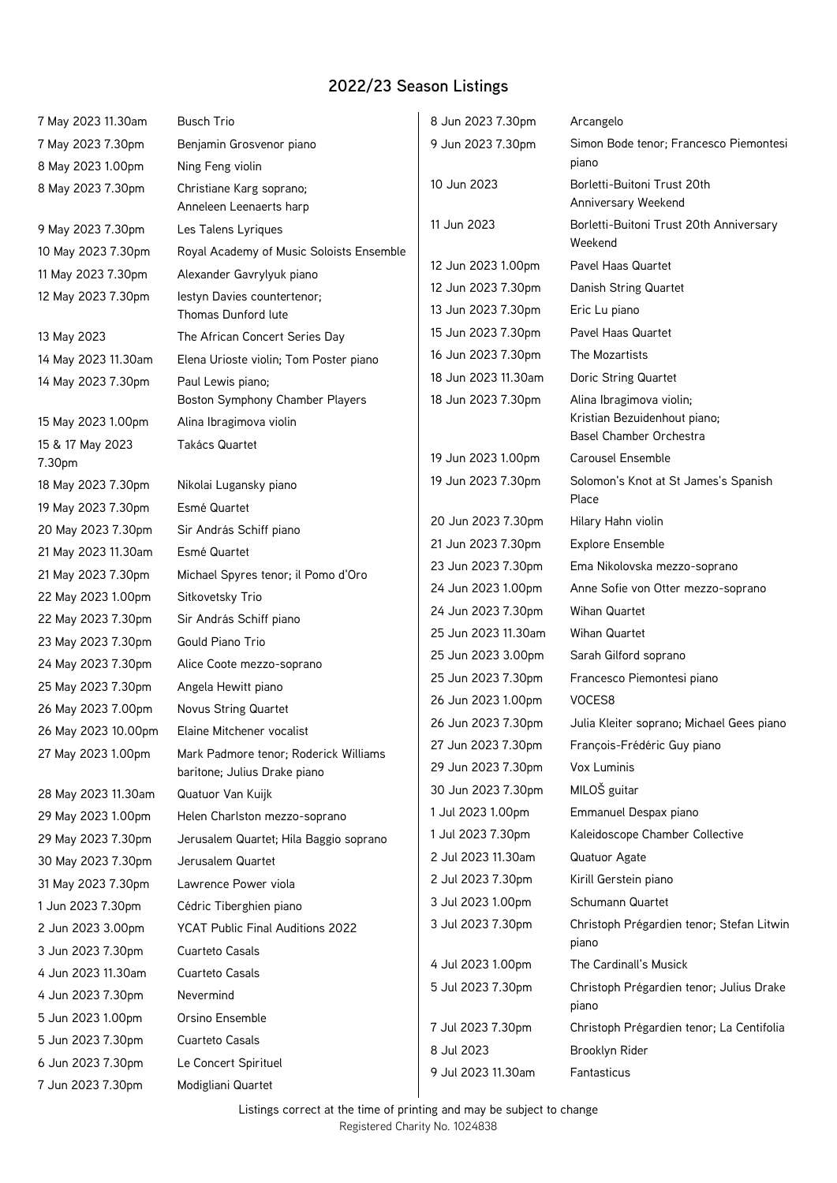## 2022/23 Season Listings

| Date | Event |
|---|---|
| 7 May 2023 11.30am | Busch Trio |
| 7 May 2023 7.30pm | Benjamin Grosvenor piano |
| 8 May 2023 1.00pm | Ning Feng violin |
| 8 May 2023 7.30pm | Christiane Karg soprano; Anneleen Leenaerts harp |
| 9 May 2023 7.30pm | Les Talens Lyriques |
| 10 May 2023 7.30pm | Royal Academy of Music Soloists Ensemble |
| 11 May 2023 7.30pm | Alexander Gavrylyuk piano |
| 12 May 2023 7.30pm | Iestyn Davies countertenor; Thomas Dunford lute |
| 13 May 2023 | The African Concert Series Day |
| 14 May 2023 11.30am | Elena Urioste violin; Tom Poster piano |
| 14 May 2023 7.30pm | Paul Lewis piano; Boston Symphony Chamber Players |
| 15 May 2023 1.00pm | Alina Ibragimova violin |
| 15 & 17 May 2023 7.30pm | Takács Quartet |
| 18 May 2023 7.30pm | Nikolai Lugansky piano |
| 19 May 2023 7.30pm | Esmé Quartet |
| 20 May 2023 7.30pm | Sir András Schiff piano |
| 21 May 2023 11.30am | Esmé Quartet |
| 21 May 2023 7.30pm | Michael Spyres tenor; il Pomo d'Oro |
| 22 May 2023 1.00pm | Sitkovetsky Trio |
| 22 May 2023 7.30pm | Sir András Schiff piano |
| 23 May 2023 7.30pm | Gould Piano Trio |
| 24 May 2023 7.30pm | Alice Coote mezzo-soprano |
| 25 May 2023 7.30pm | Angela Hewitt piano |
| 26 May 2023 7.00pm | Novus String Quartet |
| 26 May 2023 10.00pm | Elaine Mitchener vocalist |
| 27 May 2023 1.00pm | Mark Padmore tenor; Roderick Williams baritone; Julius Drake piano |
| 28 May 2023 11.30am | Quatuor Van Kuijk |
| 29 May 2023 1.00pm | Helen Charlston mezzo-soprano |
| 29 May 2023 7.30pm | Jerusalem Quartet; Hila Baggio soprano |
| 30 May 2023 7.30pm | Jerusalem Quartet |
| 31 May 2023 7.30pm | Lawrence Power viola |
| 1 Jun 2023 7.30pm | Cédric Tiberghien piano |
| 2 Jun 2023 3.00pm | YCAT Public Final Auditions 2022 |
| 3 Jun 2023 7.30pm | Cuarteto Casals |
| 4 Jun 2023 11.30am | Cuarteto Casals |
| 4 Jun 2023 7.30pm | Nevermind |
| 5 Jun 2023 1.00pm | Orsino Ensemble |
| 5 Jun 2023 7.30pm | Cuarteto Casals |
| 6 Jun 2023 7.30pm | Le Concert Spirituel |
| 7 Jun 2023 7.30pm | Modigliani Quartet |
| 8 Jun 2023 7.30pm | Arcangelo |
| 9 Jun 2023 7.30pm | Simon Bode tenor; Francesco Piemontesi piano |
| 10 Jun 2023 | Borletti-Buitoni Trust 20th Anniversary Weekend |
| 11 Jun 2023 | Borletti-Buitoni Trust 20th Anniversary Weekend |
| 12 Jun 2023 1.00pm | Pavel Haas Quartet |
| 12 Jun 2023 7.30pm | Danish String Quartet |
| 13 Jun 2023 7.30pm | Eric Lu piano |
| 15 Jun 2023 7.30pm | Pavel Haas Quartet |
| 16 Jun 2023 7.30pm | The Mozartists |
| 18 Jun 2023 11.30am | Doric String Quartet |
| 18 Jun 2023 7.30pm | Alina Ibragimova violin; Kristian Bezuidenhout piano; Basel Chamber Orchestra |
| 19 Jun 2023 1.00pm | Carousel Ensemble |
| 19 Jun 2023 7.30pm | Solomon's Knot at St James's Spanish Place |
| 20 Jun 2023 7.30pm | Hilary Hahn violin |
| 21 Jun 2023 7.30pm | Explore Ensemble |
| 23 Jun 2023 7.30pm | Ema Nikolovska mezzo-soprano |
| 24 Jun 2023 1.00pm | Anne Sofie von Otter mezzo-soprano |
| 24 Jun 2023 7.30pm | Wihan Quartet |
| 25 Jun 2023 11.30am | Wihan Quartet |
| 25 Jun 2023 3.00pm | Sarah Gilford soprano |
| 25 Jun 2023 7.30pm | Francesco Piemontesi piano |
| 26 Jun 2023 1.00pm | VOCES8 |
| 26 Jun 2023 7.30pm | Julia Kleiter soprano; Michael Gees piano |
| 27 Jun 2023 7.30pm | François-Frédéric Guy piano |
| 29 Jun 2023 7.30pm | Vox Luminis |
| 30 Jun 2023 7.30pm | MILOŠ guitar |
| 1 Jul 2023 1.00pm | Emmanuel Despax piano |
| 1 Jul 2023 7.30pm | Kaleidoscope Chamber Collective |
| 2 Jul 2023 11.30am | Quatuor Agate |
| 2 Jul 2023 7.30pm | Kirill Gerstein piano |
| 3 Jul 2023 1.00pm | Schumann Quartet |
| 3 Jul 2023 7.30pm | Christoph Prégardien tenor; Stefan Litwin piano |
| 4 Jul 2023 1.00pm | The Cardinall's Musick |
| 5 Jul 2023 7.30pm | Christoph Prégardien tenor; Julius Drake piano |
| 7 Jul 2023 7.30pm | Christoph Prégardien tenor; La Centifolia |
| 8 Jul 2023 | Brooklyn Rider |
| 9 Jul 2023 11.30am | Fantasticus |

Listings correct at the time of printing and may be subject to change

Registered Charity No. 1024838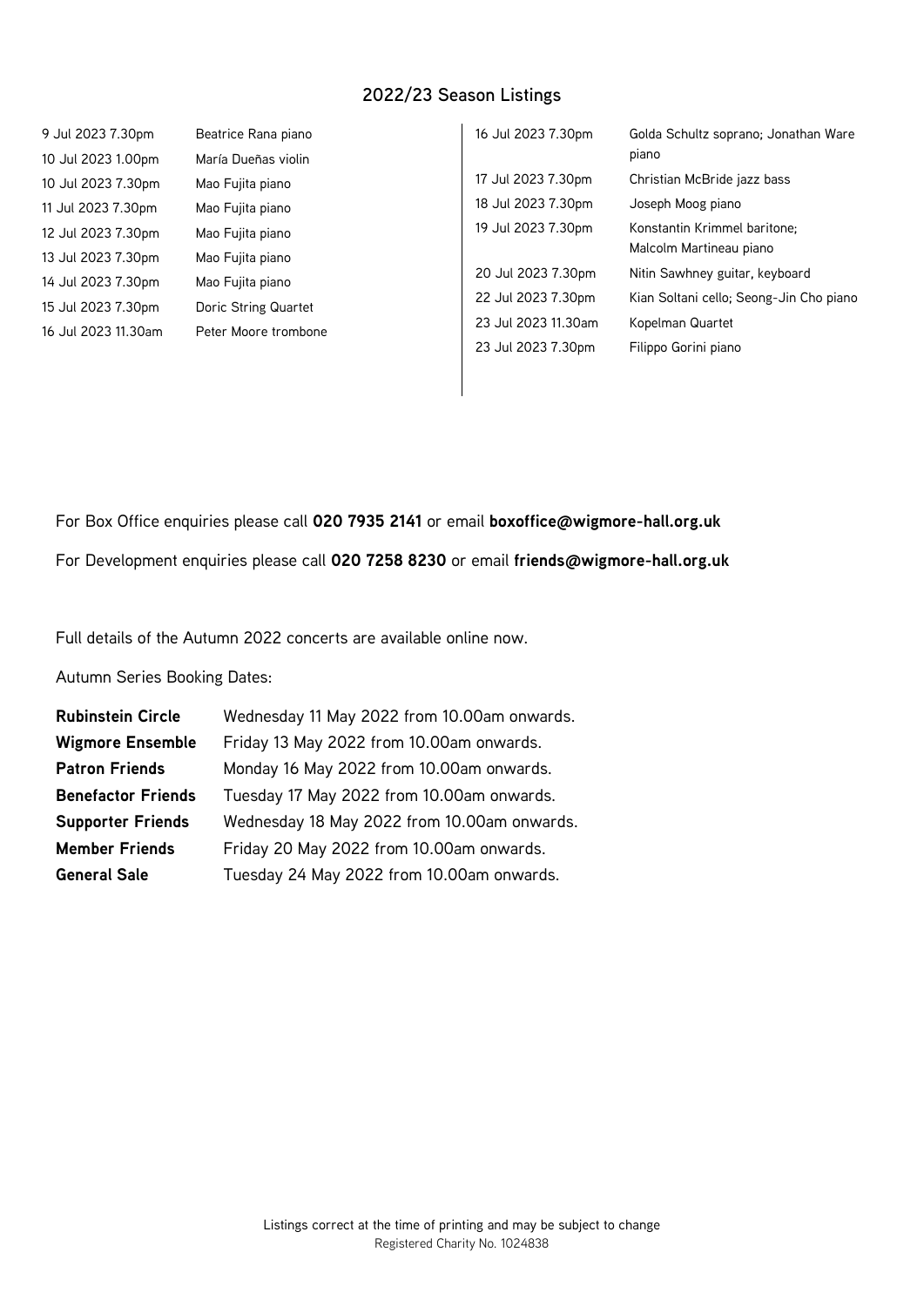## 2022/23 Season Listings

| | |
|---|---|
| 9 Jul 2023 7.30pm | Beatrice Rana piano |
| 10 Jul 2023 1.00pm | María Dueñas violin |
| 10 Jul 2023 7.30pm | Mao Fujita piano |
| 11 Jul 2023 7.30pm | Mao Fujita piano |
| 12 Jul 2023 7.30pm | Mao Fujita piano |
| 13 Jul 2023 7.30pm | Mao Fujita piano |
| 14 Jul 2023 7.30pm | Mao Fujita piano |
| 15 Jul 2023 7.30pm | Doric String Quartet |
| 16 Jul 2023 11.30am | Peter Moore trombone |
| 16 Jul 2023 7.30pm | Golda Schultz soprano; Jonathan Ware piano |
| 17 Jul 2023 7.30pm | Christian McBride jazz bass |
| 18 Jul 2023 7.30pm | Joseph Moog piano |
| 19 Jul 2023 7.30pm | Konstantin Krimmel baritone; Malcolm Martineau piano |
| 20 Jul 2023 7.30pm | Nitin Sawhney guitar, keyboard |
| 22 Jul 2023 7.30pm | Kian Soltani cello; Seong-Jin Cho piano |
| 23 Jul 2023 11.30am | Kopelman Quartet |
| 23 Jul 2023 7.30pm | Filippo Gorini piano |

For Box Office enquiries please call **020 7935 2141** or email **boxoffice@wigmore-hall.org.uk**

For Development enquiries please call **020 7258 8230** or email **friends@wigmore-hall.org.uk**

Full details of the Autumn 2022 concerts are available online now.

Autumn Series Booking Dates:

| | |
|---|---|
| **Rubinstein Circle** | Wednesday 11 May 2022 from 10.00am onwards. |
| **Wigmore Ensemble** | Friday 13 May 2022 from 10.00am onwards. |
| **Patron Friends** | Monday 16 May 2022 from 10.00am onwards. |
| **Benefactor Friends** | Tuesday 17 May 2022 from 10.00am onwards. |
| **Supporter Friends** | Wednesday 18 May 2022 from 10.00am onwards. |
| **Member Friends** | Friday 20 May 2022 from 10.00am onwards. |
| **General Sale** | Tuesday 24 May 2022 from 10.00am onwards. |

Listings correct at the time of printing and may be subject to change

Registered Charity No. 1024838